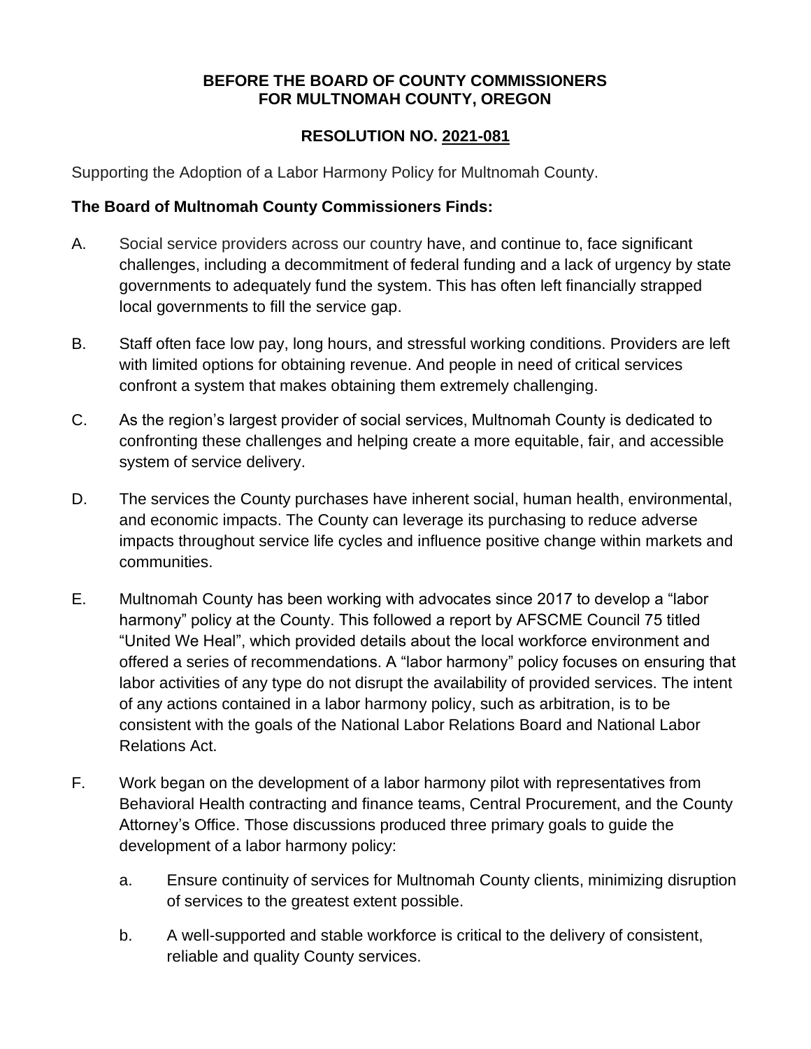**BEFORE THE BOARD OF COUNTY COMMISSIONERS**
**FOR MULTNOMAH COUNTY, OREGON**

**RESOLUTION NO. 2021-081**

Supporting the Adoption of a Labor Harmony Policy for Multnomah County.

**The Board of Multnomah County Commissioners Finds:**

A. Social service providers across our country have, and continue to, face significant challenges, including a decommitment of federal funding and a lack of urgency by state governments to adequately fund the system. This has often left financially strapped local governments to fill the service gap.

B. Staff often face low pay, long hours, and stressful working conditions. Providers are left with limited options for obtaining revenue. And people in need of critical services confront a system that makes obtaining them extremely challenging.

C. As the region's largest provider of social services, Multnomah County is dedicated to confronting these challenges and helping create a more equitable, fair, and accessible system of service delivery.

D. The services the County purchases have inherent social, human health, environmental, and economic impacts. The County can leverage its purchasing to reduce adverse impacts throughout service life cycles and influence positive change within markets and communities.

E. Multnomah County has been working with advocates since 2017 to develop a "labor harmony" policy at the County. This followed a report by AFSCME Council 75 titled "United We Heal", which provided details about the local workforce environment and offered a series of recommendations. A "labor harmony" policy focuses on ensuring that labor activities of any type do not disrupt the availability of provided services. The intent of any actions contained in a labor harmony policy, such as arbitration, is to be consistent with the goals of the National Labor Relations Board and National Labor Relations Act.

F. Work began on the development of a labor harmony pilot with representatives from Behavioral Health contracting and finance teams, Central Procurement, and the County Attorney's Office. Those discussions produced three primary goals to guide the development of a labor harmony policy:

  a. Ensure continuity of services for Multnomah County clients, minimizing disruption of services to the greatest extent possible.

  b. A well-supported and stable workforce is critical to the delivery of consistent, reliable and quality County services.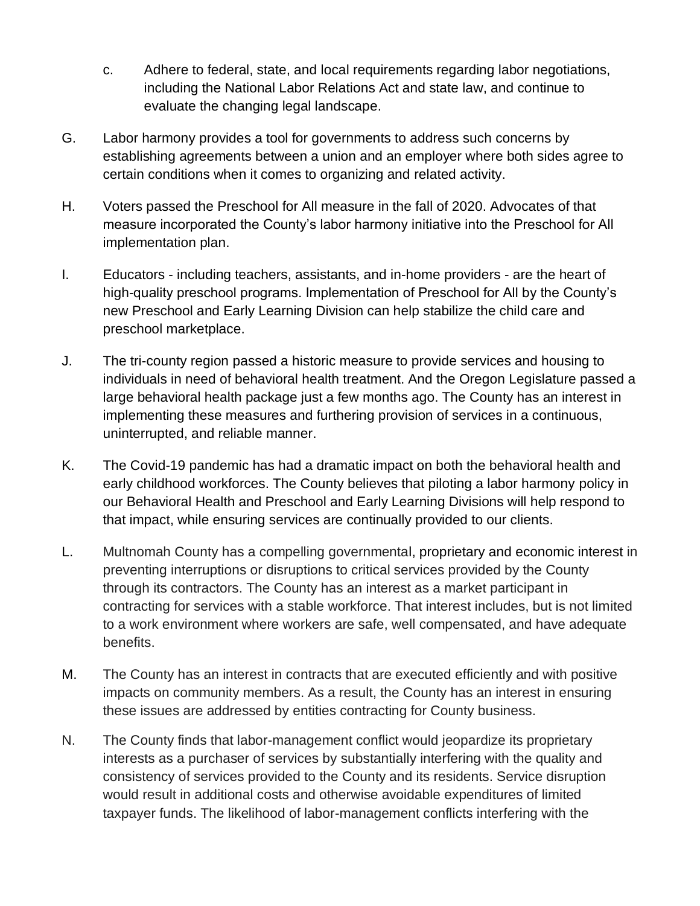c. Adhere to federal, state, and local requirements regarding labor negotiations, including the National Labor Relations Act and state law, and continue to evaluate the changing legal landscape.

G. Labor harmony provides a tool for governments to address such concerns by establishing agreements between a union and an employer where both sides agree to certain conditions when it comes to organizing and related activity.

H. Voters passed the Preschool for All measure in the fall of 2020. Advocates of that measure incorporated the County's labor harmony initiative into the Preschool for All implementation plan.

I. Educators - including teachers, assistants, and in-home providers - are the heart of high-quality preschool programs. Implementation of Preschool for All by the County's new Preschool and Early Learning Division can help stabilize the child care and preschool marketplace.

J. The tri-county region passed a historic measure to provide services and housing to individuals in need of behavioral health treatment. And the Oregon Legislature passed a large behavioral health package just a few months ago. The County has an interest in implementing these measures and furthering provision of services in a continuous, uninterrupted, and reliable manner.

K. The Covid-19 pandemic has had a dramatic impact on both the behavioral health and early childhood workforces. The County believes that piloting a labor harmony policy in our Behavioral Health and Preschool and Early Learning Divisions will help respond to that impact, while ensuring services are continually provided to our clients.

L. Multnomah County has a compelling governmental, proprietary and economic interest in preventing interruptions or disruptions to critical services provided by the County through its contractors. The County has an interest as a market participant in contracting for services with a stable workforce. That interest includes, but is not limited to a work environment where workers are safe, well compensated, and have adequate benefits.

M. The County has an interest in contracts that are executed efficiently and with positive impacts on community members. As a result, the County has an interest in ensuring these issues are addressed by entities contracting for County business.

N. The County finds that labor-management conflict would jeopardize its proprietary interests as a purchaser of services by substantially interfering with the quality and consistency of services provided to the County and its residents. Service disruption would result in additional costs and otherwise avoidable expenditures of limited taxpayer funds. The likelihood of labor-management conflicts interfering with the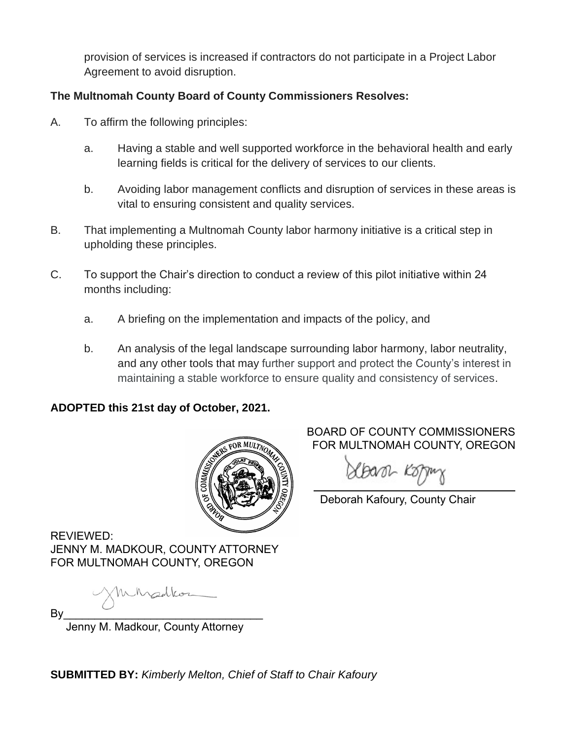provision of services is increased if contractors do not participate in a Project Labor Agreement to avoid disruption.

**The Multnomah County Board of County Commissioners Resolves:**

A. To affirm the following principles:

   a. Having a stable and well supported workforce in the behavioral health and early learning fields is critical for the delivery of services to our clients.

   b. Avoiding labor management conflicts and disruption of services in these areas is vital to ensuring consistent and quality services.

B. That implementing a Multnomah County labor harmony initiative is a critical step in upholding these principles.

C. To support the Chair's direction to conduct a review of this pilot initiative within 24 months including:

   a. A briefing on the implementation and impacts of the policy, and

   b. An analysis of the legal landscape surrounding labor harmony, labor neutrality, and any other tools that may further support and protect the County's interest in maintaining a stable workforce to ensure quality and consistency of services.

**ADOPTED this 21st day of October, 2021.**

BOARD OF COUNTY COMMISSIONERS
FOR MULTNOMAH COUNTY, OREGON

Deborah Kafoury, County Chair

REVIEWED:
JENNY M. MADKOUR, COUNTY ATTORNEY
FOR MULTNOMAH COUNTY, OREGON

By________________________________
Jenny M. Madkour, County Attorney

**SUBMITTED BY:** *Kimberly Melton, Chief of Staff to Chair Kafoury*